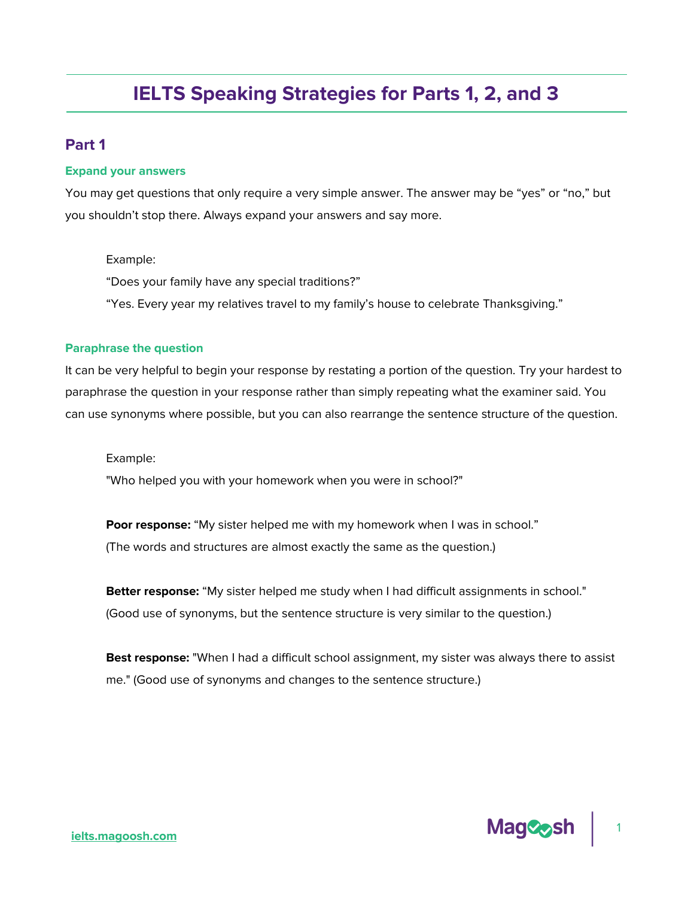# IELTS Speaking Strategies for Parts 1, 2, and 3

## Part 1

### Expand your answers

You may get questions that only require a very simple answer. The answer may be "yes" or "no," but you shouldn't stop there. Always expand your answers and say more.

> Example:
> "Does your family have any special traditions?"
> "Yes. Every year my relatives travel to my family's house to celebrate Thanksgiving."

### Paraphrase the question

It can be very helpful to begin your response by restating a portion of the question. Try your hardest to paraphrase the question in your response rather than simply repeating what the examiner said. You can use synonyms where possible, but you can also rearrange the sentence structure of the question.

> Example:
> "Who helped you with your homework when you were in school?"
>
> **Poor response:** "My sister helped me with my homework when I was in school."
> (The words and structures are almost exactly the same as the question.)
>
> **Better response:** "My sister helped me study when I had difficult assignments in school."
> (Good use of synonyms, but the sentence structure is very similar to the question.)
>
> **Best response:** "When I had a difficult school assignment, my sister was always there to assist me." (Good use of synonyms and changes to the sentence structure.)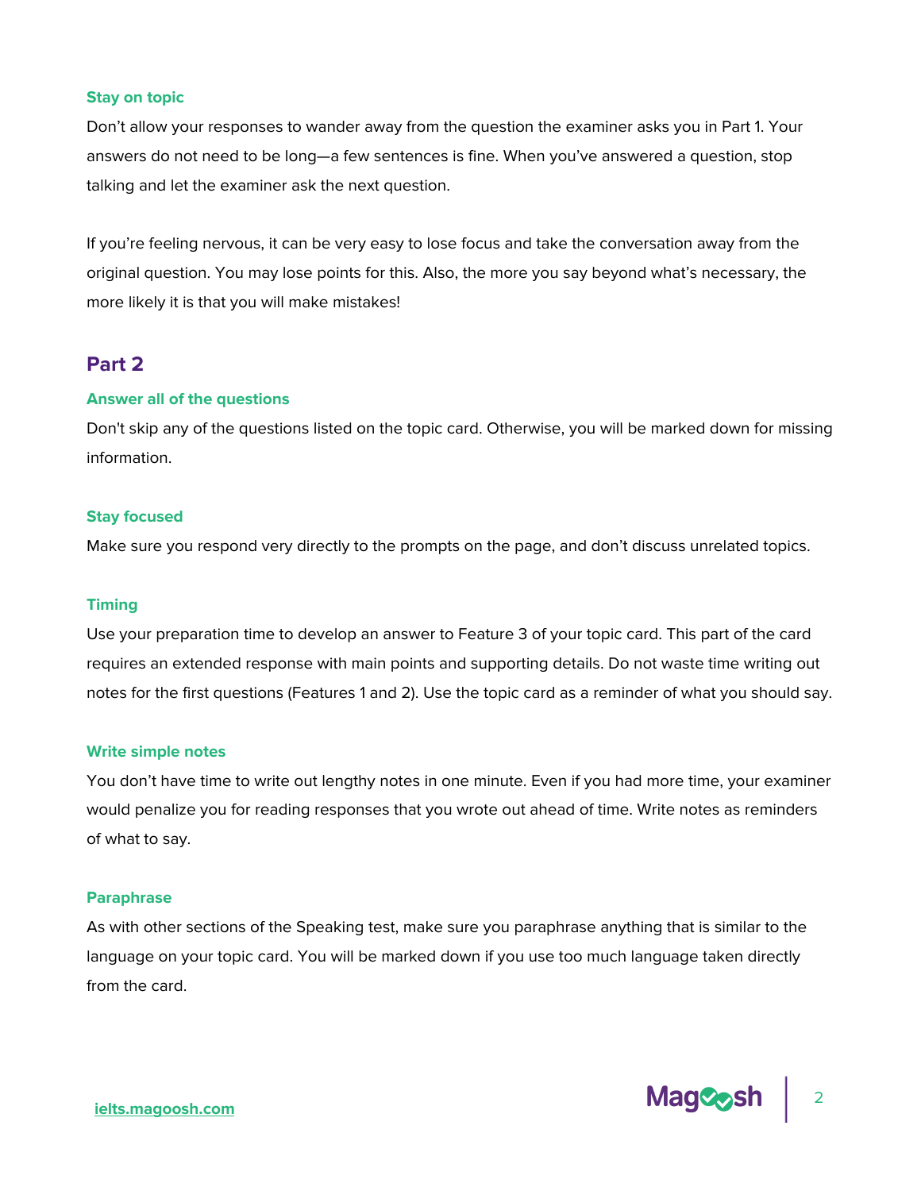### Stay on topic

Don't allow your responses to wander away from the question the examiner asks you in Part 1. Your answers do not need to be long—a few sentences is fine. When you've answered a question, stop talking and let the examiner ask the next question.

If you're feeling nervous, it can be very easy to lose focus and take the conversation away from the original question. You may lose points for this. Also, the more you say beyond what's necessary, the more likely it is that you will make mistakes!

## Part 2

### Answer all of the questions

Don't skip any of the questions listed on the topic card. Otherwise, you will be marked down for missing information.

### Stay focused

Make sure you respond very directly to the prompts on the page, and don't discuss unrelated topics.

### Timing

Use your preparation time to develop an answer to Feature 3 of your topic card. This part of the card requires an extended response with main points and supporting details. Do not waste time writing out notes for the first questions (Features 1 and 2). Use the topic card as a reminder of what you should say.

### Write simple notes

You don't have time to write out lengthy notes in one minute. Even if you had more time, your examiner would penalize you for reading responses that you wrote out ahead of time. Write notes as reminders of what to say.

### Paraphrase

As with other sections of the Speaking test, make sure you paraphrase anything that is similar to the language on your topic card. You will be marked down if you use too much language taken directly from the card.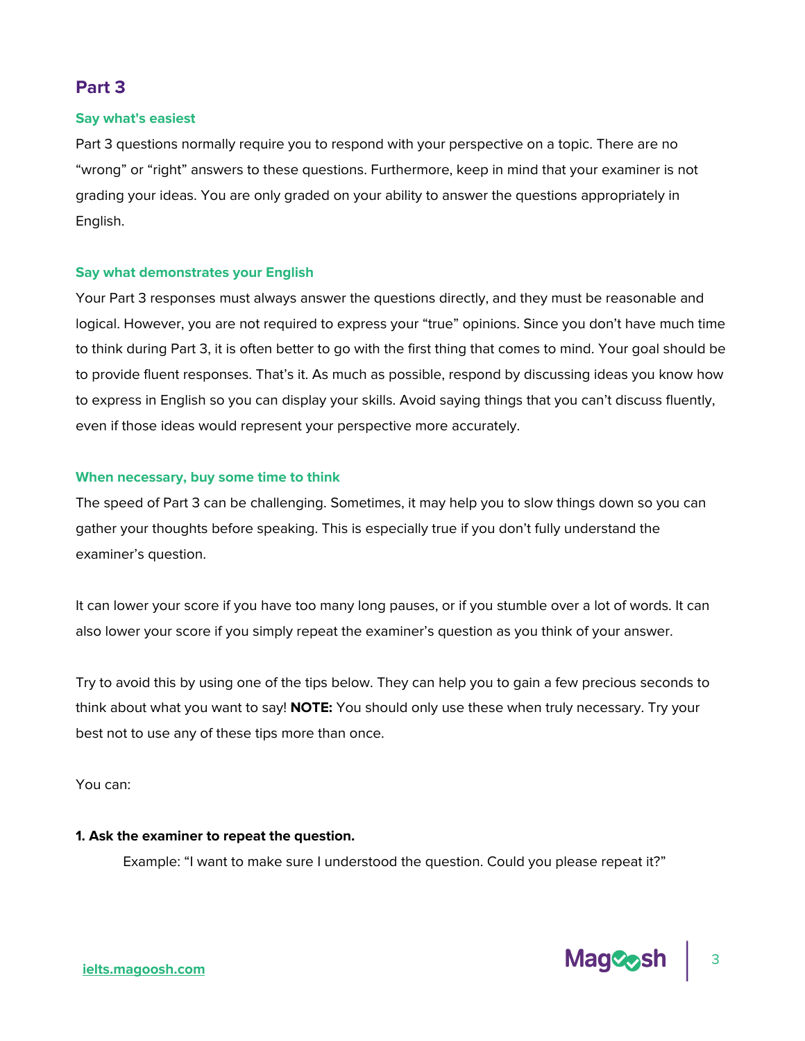## Part 3

### Say what's easiest

Part 3 questions normally require you to respond with your perspective on a topic. There are no "wrong" or "right" answers to these questions. Furthermore, keep in mind that your examiner is not grading your ideas. You are only graded on your ability to answer the questions appropriately in English.

### Say what demonstrates your English

Your Part 3 responses must always answer the questions directly, and they must be reasonable and logical. However, you are not required to express your "true" opinions. Since you don't have much time to think during Part 3, it is often better to go with the first thing that comes to mind. Your goal should be to provide fluent responses. That's it. As much as possible, respond by discussing ideas you know how to express in English so you can display your skills. Avoid saying things that you can't discuss fluently, even if those ideas would represent your perspective more accurately.

### When necessary, buy some time to think

The speed of Part 3 can be challenging. Sometimes, it may help you to slow things down so you can gather your thoughts before speaking. This is especially true if you don't fully understand the examiner's question.

It can lower your score if you have too many long pauses, or if you stumble over a lot of words. It can also lower your score if you simply repeat the examiner's question as you think of your answer.

Try to avoid this by using one of the tips below. They can help you to gain a few precious seconds to think about what you want to say! **NOTE:** You should only use these when truly necessary. Try your best not to use any of these tips more than once.

You can:

**1. Ask the examiner to repeat the question.**

Example: "I want to make sure I understood the question. Could you please repeat it?"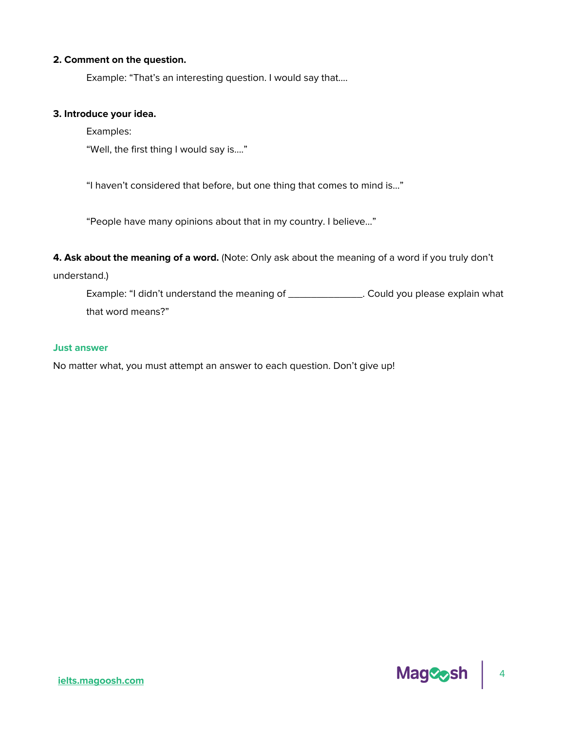**2. Comment on the question.**

Example: "That's an interesting question. I would say that...."

**3. Introduce your idea.**

Examples:

"Well, the first thing I would say is...."

"I haven't considered that before, but one thing that comes to mind is..."

"People have many opinions about that in my country. I believe..."

**4. Ask about the meaning of a word.** (Note: Only ask about the meaning of a word if you truly don't understand.)

Example: "I didn't understand the meaning of ______________. Could you please explain what that word means?"

### Just answer

No matter what, you must attempt an answer to each question. Don't give up!